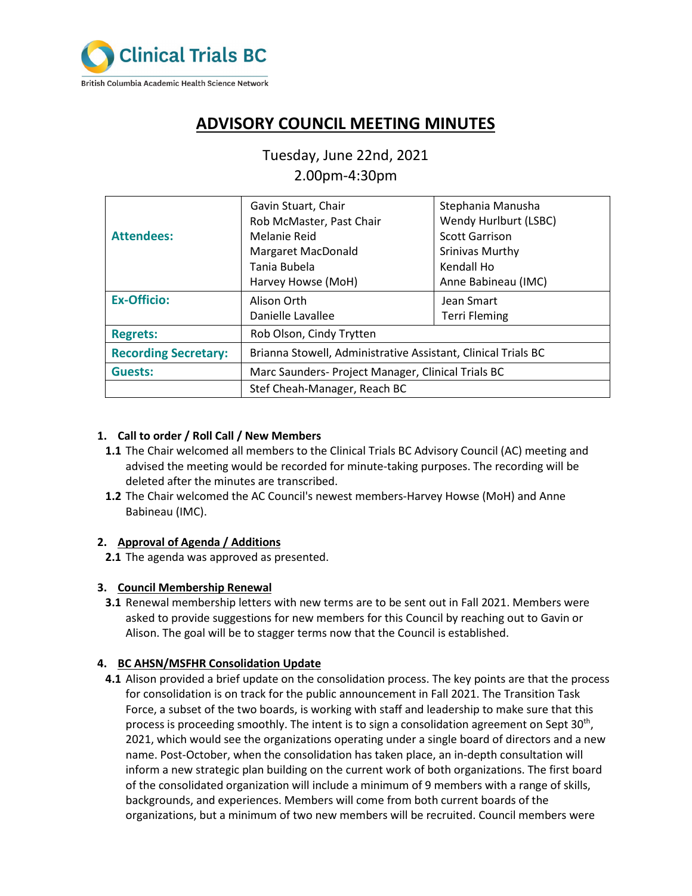Clinical Trials BC

British Columbia Academic Health Science Network

# ADVISORY COUNCIL MEETING MINUTES

Tuesday, June 22nd, 2021

2.00pm-4:30pm

| | | |
|---|---|---|
| **Attendees:** | Gavin Stuart, Chair<br>Rob McMaster, Past Chair<br>Melanie Reid<br>Margaret MacDonald<br>Tania Bubela<br>Harvey Howse (MoH) | Stephania Manusha<br>Wendy Hurlburt (LSBC)<br>Scott Garrison<br>Srinivas Murthy<br>Kendall Ho<br>Anne Babineau (IMC) |
| **Ex-Officio:** | Alison Orth<br>Danielle Lavallee | Jean Smart<br>Terri Fleming |
| **Regrets:** | Rob Olson, Cindy Trytten | |
| **Recording Secretary:** | Brianna Stowell, Administrative Assistant, Clinical Trials BC | |
| **Guests:** | Marc Saunders- Project Manager, Clinical Trials BC | |
| | Stef Cheah-Manager, Reach BC | |

## 1. Call to order / Roll Call / New Members

**1.1** The Chair welcomed all members to the Clinical Trials BC Advisory Council (AC) meeting and advised the meeting would be recorded for minute-taking purposes. The recording will be deleted after the minutes are transcribed.

**1.2** The Chair welcomed the AC Council's newest members-Harvey Howse (MoH) and Anne Babineau (IMC).

## 2. Approval of Agenda / Additions

**2.1** The agenda was approved as presented.

## 3. Council Membership Renewal

**3.1** Renewal membership letters with new terms are to be sent out in Fall 2021. Members were asked to provide suggestions for new members for this Council by reaching out to Gavin or Alison. The goal will be to stagger terms now that the Council is established.

## 4. BC AHSN/MSFHR Consolidation Update

**4.1** Alison provided a brief update on the consolidation process. The key points are that the process for consolidation is on track for the public announcement in Fall 2021. The Transition Task Force, a subset of the two boards, is working with staff and leadership to make sure that this process is proceeding smoothly. The intent is to sign a consolidation agreement on Sept 30th, 2021, which would see the organizations operating under a single board of directors and a new name. Post-October, when the consolidation has taken place, an in-depth consultation will inform a new strategic plan building on the current work of both organizations. The first board of the consolidated organization will include a minimum of 9 members with a range of skills, backgrounds, and experiences. Members will come from both current boards of the organizations, but a minimum of two new members will be recruited. Council members were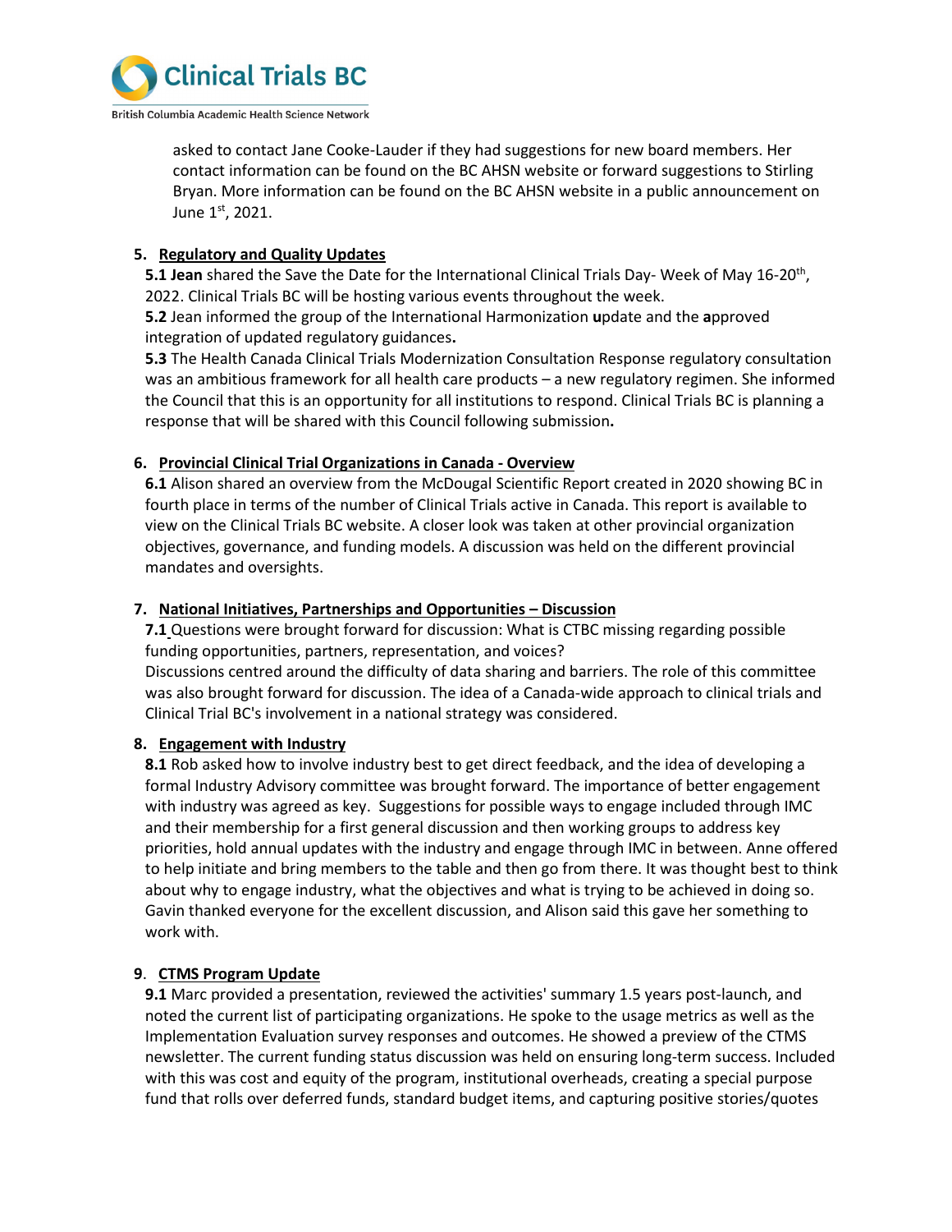asked to contact Jane Cooke-Lauder if they had suggestions for new board members. Her contact information can be found on the BC AHSN website or forward suggestions to Stirling Bryan. More information can be found on the BC AHSN website in a public announcement on June 1st, 2021.

5. **Regulatory and Quality Updates**

**5.1 Jean** shared the Save the Date for the International Clinical Trials Day- Week of May 16-20th, 2022. Clinical Trials BC will be hosting various events throughout the week.

**5.2** Jean informed the group of the International Harmonization **u**pdate and the **a**pproved integration of updated regulatory guidances**.**

**5.3** The Health Canada Clinical Trials Modernization Consultation Response regulatory consultation was an ambitious framework for all health care products – a new regulatory regimen. She informed the Council that this is an opportunity for all institutions to respond. Clinical Trials BC is planning a response that will be shared with this Council following submission**.**

6. **Provincial Clinical Trial Organizations in Canada - Overview**

**6.1** Alison shared an overview from the McDougal Scientific Report created in 2020 showing BC in fourth place in terms of the number of Clinical Trials active in Canada. This report is available to view on the Clinical Trials BC website. A closer look was taken at other provincial organization objectives, governance, and funding models. A discussion was held on the different provincial mandates and oversights.

7. **National Initiatives, Partnerships and Opportunities – Discussion**

**7.1** Questions were brought forward for discussion: What is CTBC missing regarding possible funding opportunities, partners, representation, and voices?
Discussions centred around the difficulty of data sharing and barriers. The role of this committee was also brought forward for discussion. The idea of a Canada-wide approach to clinical trials and Clinical Trial BC's involvement in a national strategy was considered.

8. **Engagement with Industry**

**8.1** Rob asked how to involve industry best to get direct feedback, and the idea of developing a formal Industry Advisory committee was brought forward. The importance of better engagement with industry was agreed as key. Suggestions for possible ways to engage included through IMC and their membership for a first general discussion and then working groups to address key priorities, hold annual updates with the industry and engage through IMC in between. Anne offered to help initiate and bring members to the table and then go from there. It was thought best to think about why to engage industry, what the objectives and what is trying to be achieved in doing so. Gavin thanked everyone for the excellent discussion, and Alison said this gave her something to work with.

9. **CTMS Program Update**

**9.1** Marc provided a presentation, reviewed the activities' summary 1.5 years post-launch, and noted the current list of participating organizations. He spoke to the usage metrics as well as the Implementation Evaluation survey responses and outcomes. He showed a preview of the CTMS newsletter. The current funding status discussion was held on ensuring long-term success. Included with this was cost and equity of the program, institutional overheads, creating a special purpose fund that rolls over deferred funds, standard budget items, and capturing positive stories/quotes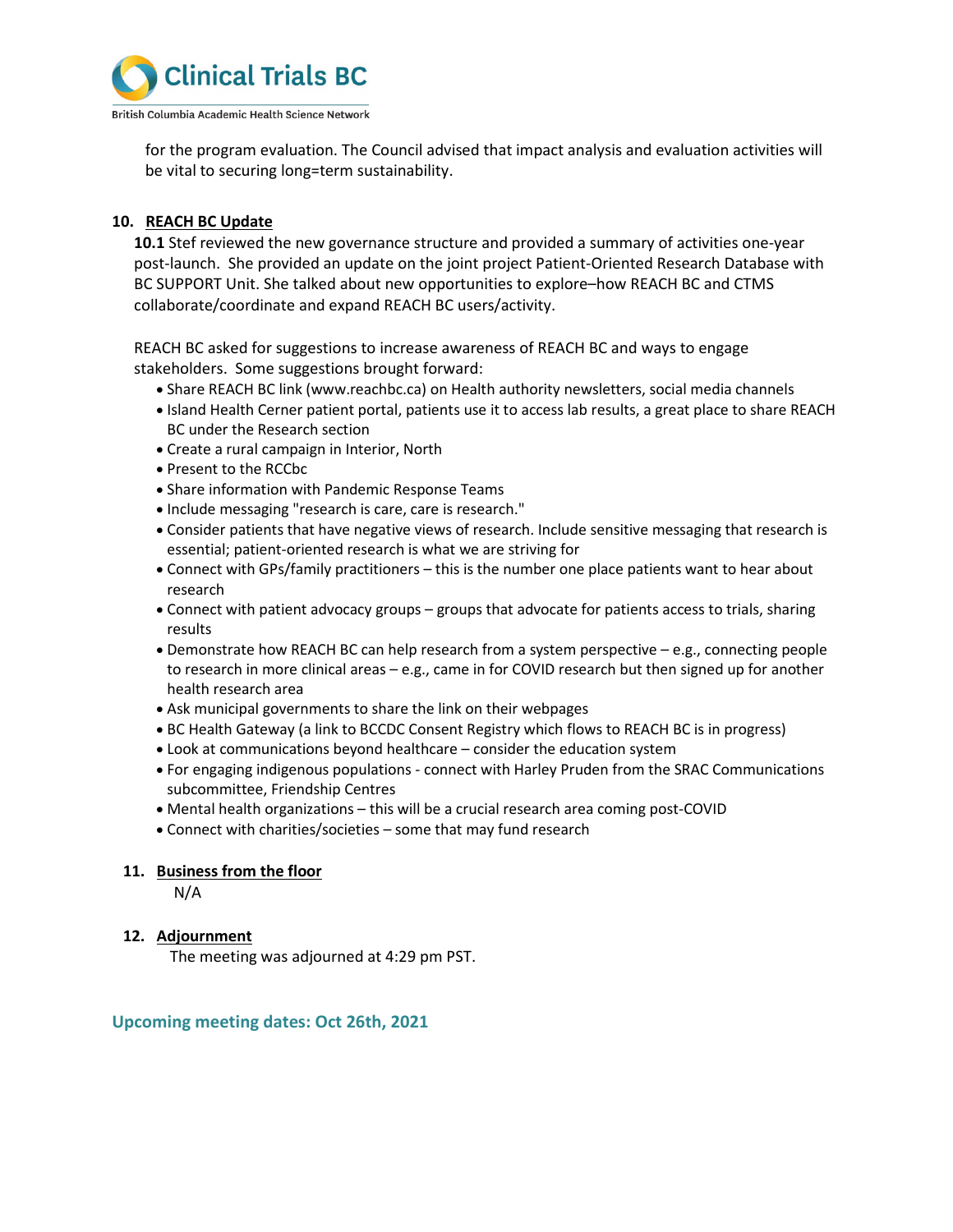for the program evaluation. The Council advised that impact analysis and evaluation activities will be vital to securing long=term sustainability.

## 10. REACH BC Update

**10.1** Stef reviewed the new governance structure and provided a summary of activities one-year post-launch. She provided an update on the joint project Patient-Oriented Research Database with BC SUPPORT Unit. She talked about new opportunities to explore–how REACH BC and CTMS collaborate/coordinate and expand REACH BC users/activity.

REACH BC asked for suggestions to increase awareness of REACH BC and ways to engage stakeholders. Some suggestions brought forward:

- Share REACH BC link (www.reachbc.ca) on Health authority newsletters, social media channels
- Island Health Cerner patient portal, patients use it to access lab results, a great place to share REACH BC under the Research section
- Create a rural campaign in Interior, North
- Present to the RCCbc
- Share information with Pandemic Response Teams
- Include messaging "research is care, care is research."
- Consider patients that have negative views of research. Include sensitive messaging that research is essential; patient-oriented research is what we are striving for
- Connect with GPs/family practitioners – this is the number one place patients want to hear about research
- Connect with patient advocacy groups – groups that advocate for patients access to trials, sharing results
- Demonstrate how REACH BC can help research from a system perspective – e.g., connecting people to research in more clinical areas – e.g., came in for COVID research but then signed up for another health research area
- Ask municipal governments to share the link on their webpages
- BC Health Gateway (a link to BCCDC Consent Registry which flows to REACH BC is in progress)
- Look at communications beyond healthcare – consider the education system
- For engaging indigenous populations - connect with Harley Pruden from the SRAC Communications subcommittee, Friendship Centres
- Mental health organizations – this will be a crucial research area coming post-COVID
- Connect with charities/societies – some that may fund research

## 11. Business from the floor

N/A

## 12. Adjournment

The meeting was adjourned at 4:29 pm PST.

**Upcoming meeting dates: Oct 26th, 2021**